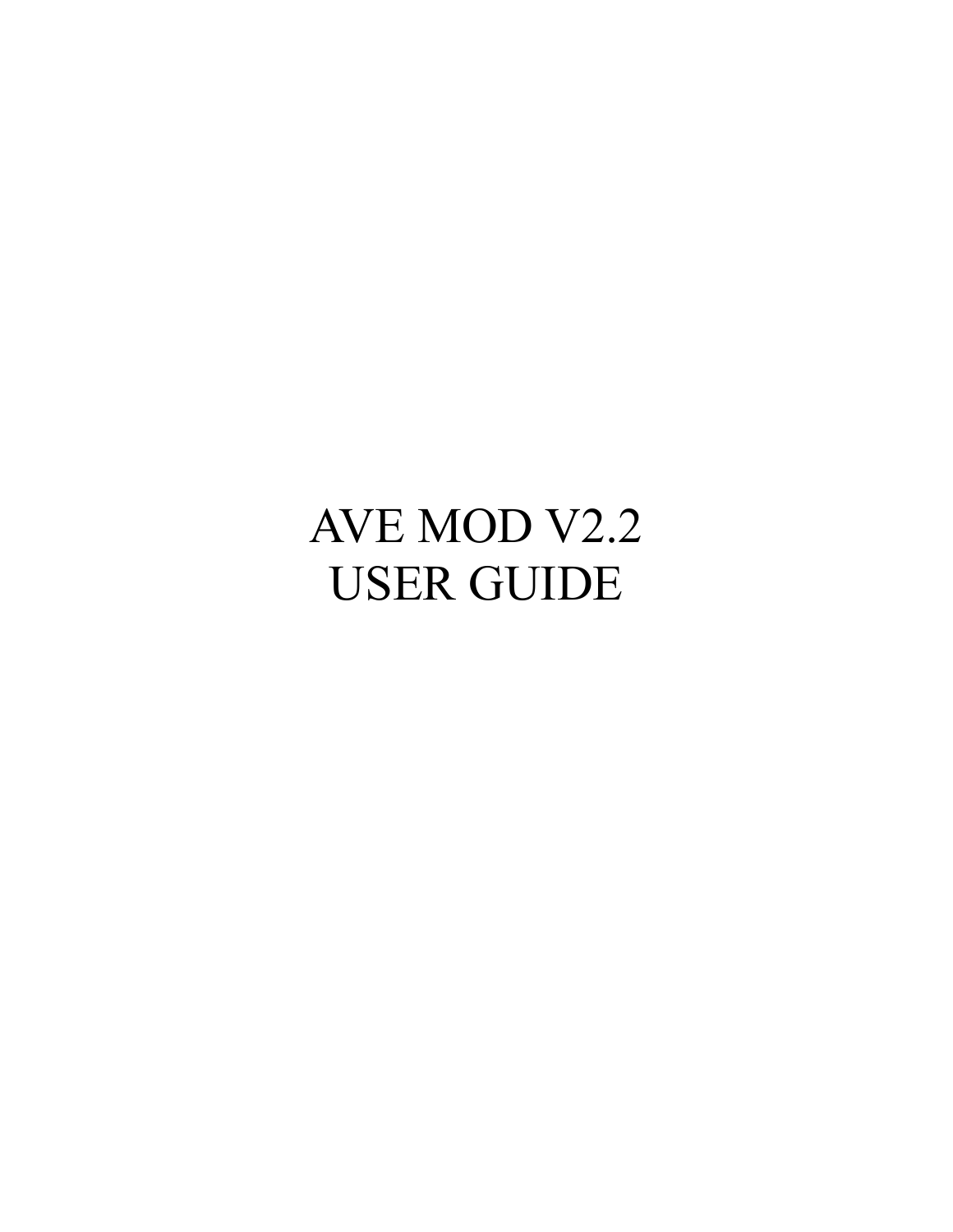# AVE MOD V2.2
# USER GUIDE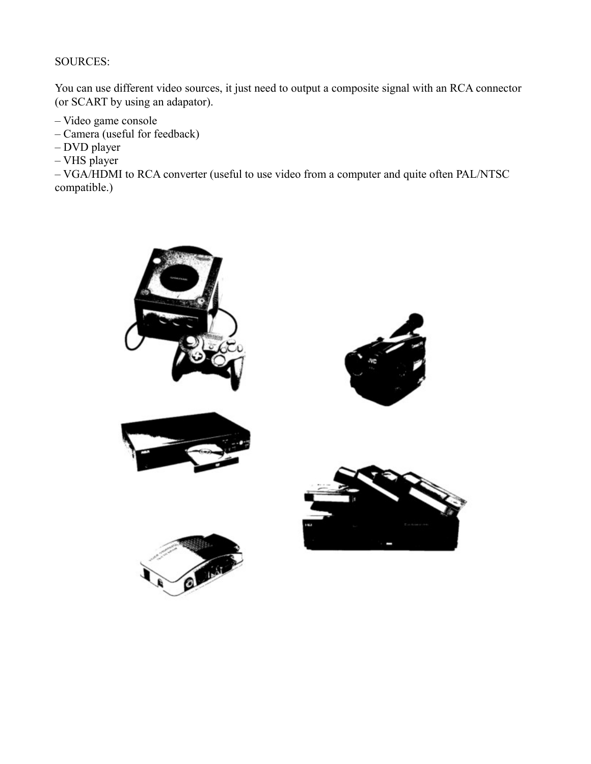SOURCES:

You can use different video sources, it just need to output a composite signal with an RCA connector (or SCART by using an adapator).

– Video game console
– Camera (useful for feedback)
– DVD player
– VHS player
– VGA/HDMI to RCA converter (useful to use video from a computer and quite often PAL/NTSC compatible.)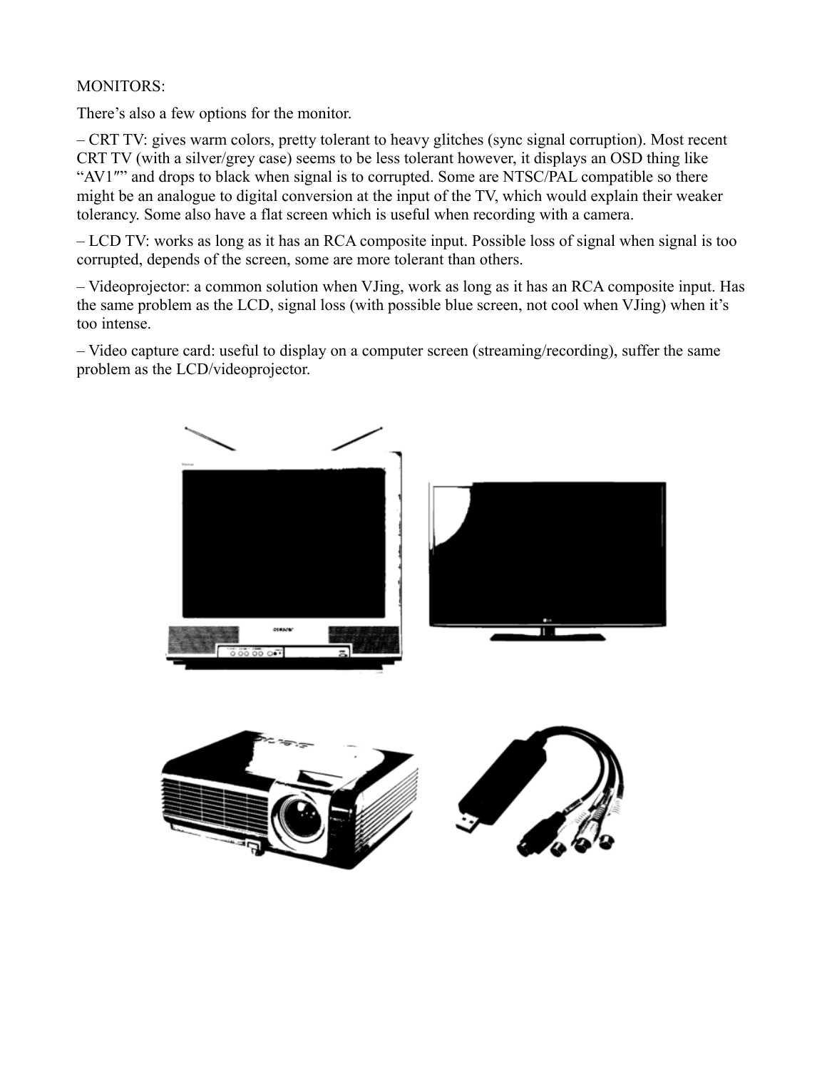MONITORS:

There's also a few options for the monitor.

– CRT TV: gives warm colors, pretty tolerant to heavy glitches (sync signal corruption). Most recent CRT TV (with a silver/grey case) seems to be less tolerant however, it displays an OSD thing like "AV1″" and drops to black when signal is to corrupted. Some are NTSC/PAL compatible so there might be an analogue to digital conversion at the input of the TV, which would explain their weaker tolerancy. Some also have a flat screen which is useful when recording with a camera.

– LCD TV: works as long as it has an RCA composite input. Possible loss of signal when signal is too corrupted, depends of the screen, some are more tolerant than others.

– Videoprojector: a common solution when VJing, work as long as it has an RCA composite input. Has the same problem as the LCD, signal loss (with possible blue screen, not cool when VJing) when it's too intense.

– Video capture card: useful to display on a computer screen (streaming/recording), suffer the same problem as the LCD/videoprojector.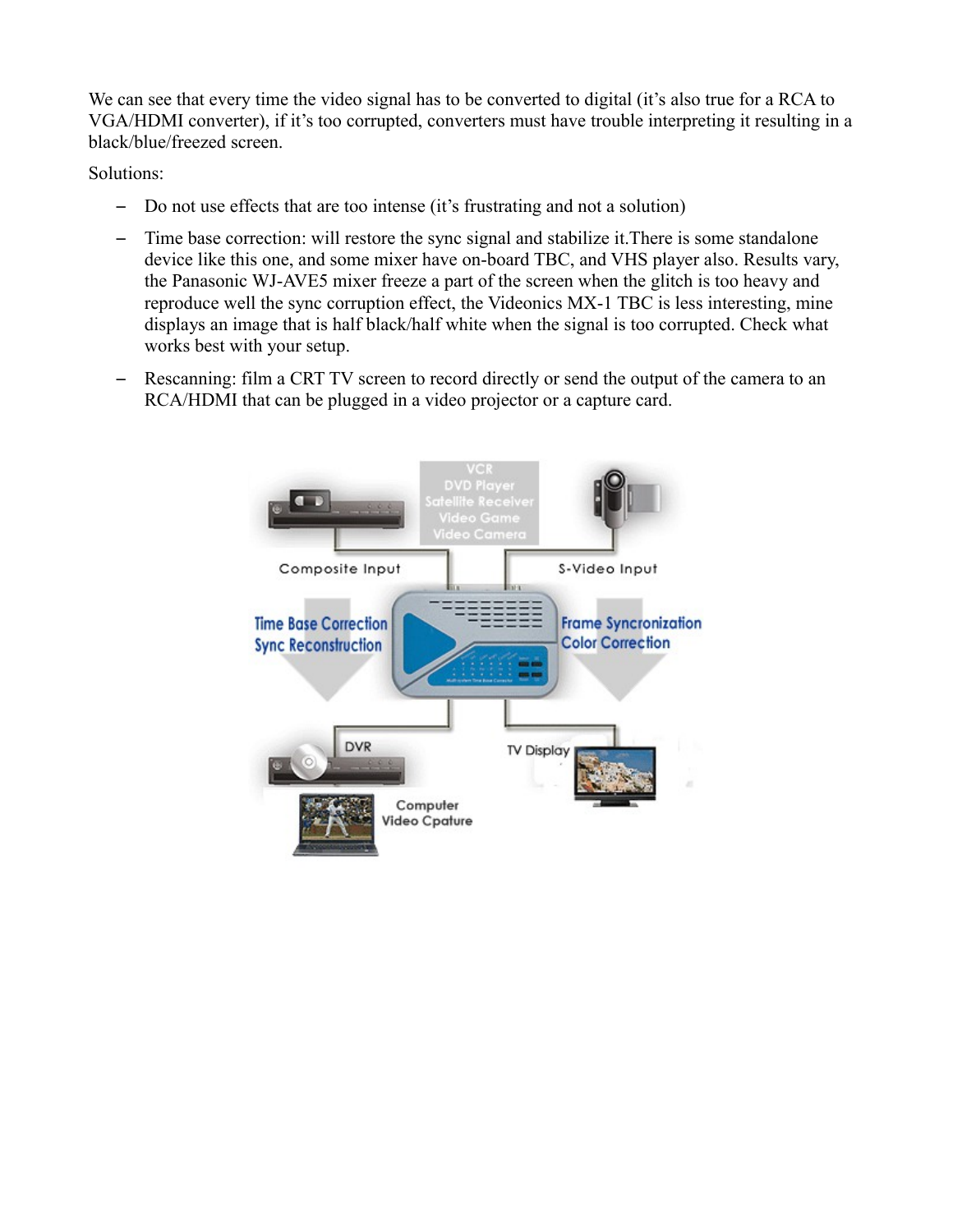We can see that every time the video signal has to be converted to digital (it's also true for a RCA to VGA/HDMI converter), if it's too corrupted, converters must have trouble interpreting it resulting in a black/blue/freezed screen.

Solutions:

- Do not use effects that are too intense (it's frustrating and not a solution)
- Time base correction: will restore the sync signal and stabilize it.There is some standalone device like this one, and some mixer have on-board TBC, and VHS player also. Results vary, the Panasonic WJ-AVE5 mixer freeze a part of the screen when the glitch is too heavy and reproduce well the sync corruption effect, the Videonics MX-1 TBC is less interesting, mine displays an image that is half black/half white when the signal is too corrupted. Check what works best with your setup.
- Rescanning: film a CRT TV screen to record directly or send the output of the camera to an RCA/HDMI that can be plugged in a video projector or a capture card.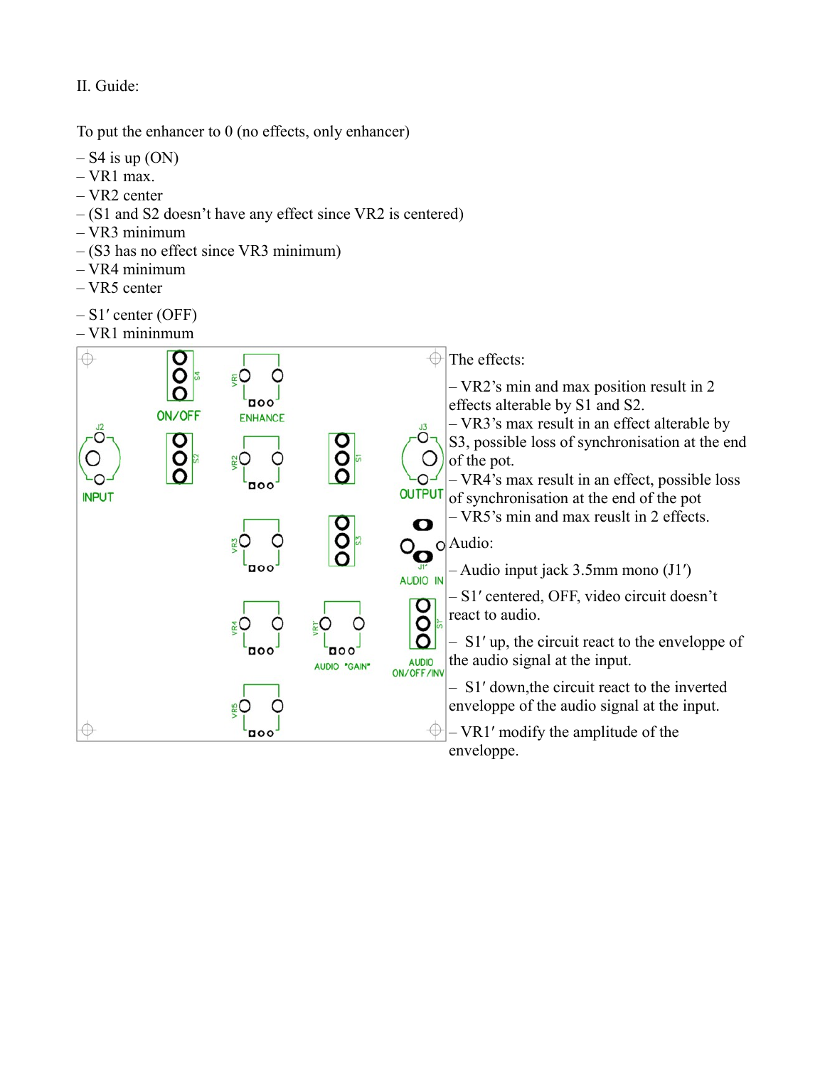II. Guide:

To put the enhancer to 0 (no effects, only enhancer)

- S4 is up (ON)
- VR1 max.
- VR2 center
- (S1 and S2 doesn't have any effect since VR2 is centered)
- VR3 minimum
- (S3 has no effect since VR3 minimum)
- VR4 minimum
- VR5 center

- S1′ center (OFF)
- VR1 mininmum

S4
ON/OFF
VR1
ENHANCE
J2
INPUT
S2
VR2
S1
J3
OUTPUT
VR3
S3
J1'
AUDIO IN
VR4
VR1'
AUDIO "GAIN"
S1'
AUDIO ON/OFF/INV
VR5

The effects:

- VR2's min and max position result in 2 effects alterable by S1 and S2.
- VR3's max result in an effect alterable by S3, possible loss of synchronisation at the end of the pot.
- VR4's max result in an effect, possible loss of synchronisation at the end of the pot
- VR5's min and max reuslt in 2 effects.

Audio:

- Audio input jack 3.5mm mono (J1′)
- S1′ centered, OFF, video circuit doesn't react to audio.
- S1′ up, the circuit react to the enveloppe of the audio signal at the input.
- S1′ down,the circuit react to the inverted enveloppe of the audio signal at the input.
- VR1′ modify the amplitude of the enveloppe.